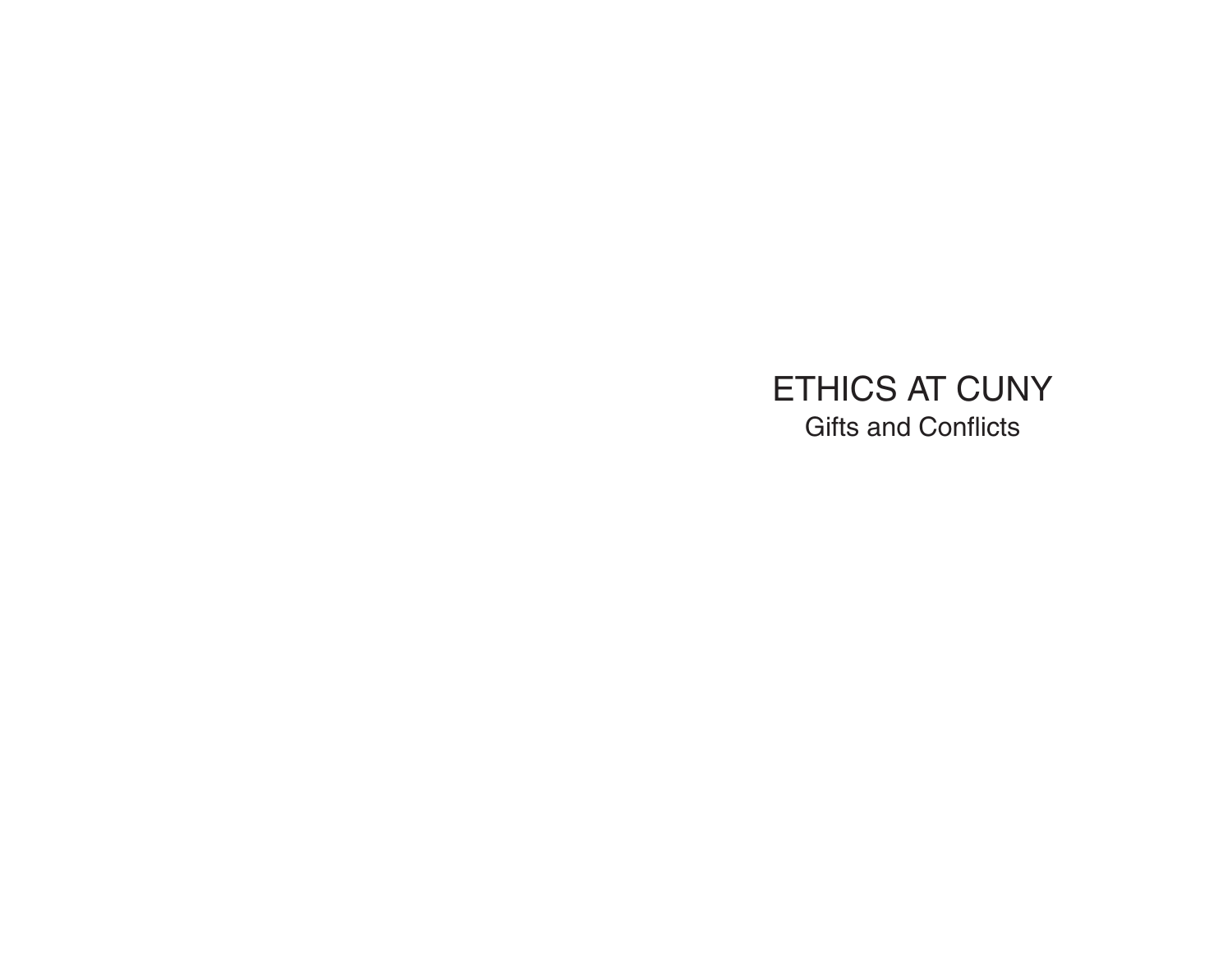# ETHICS AT CUNY

## Gifts and Conflicts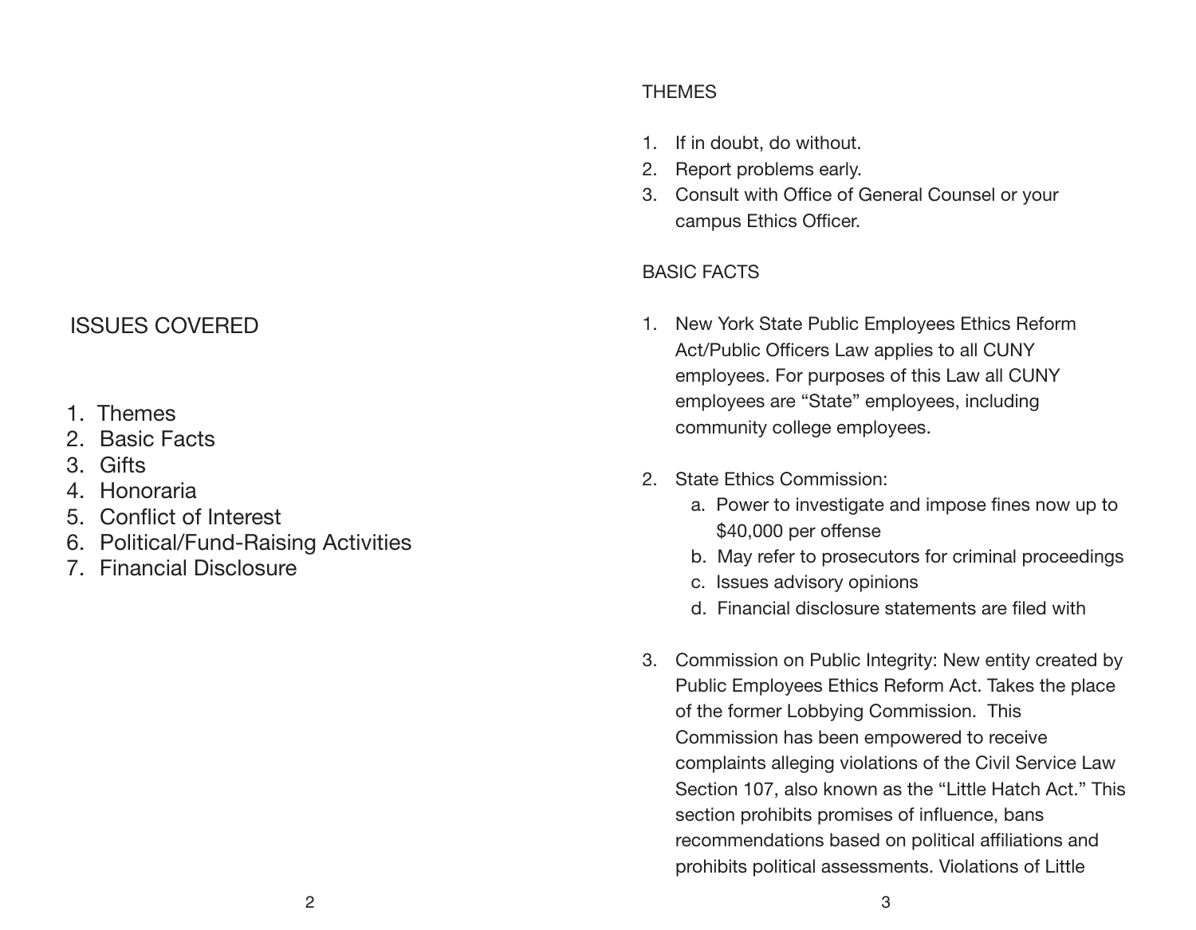## ISSUES COVERED

1. Themes
2. Basic Facts
3. Gifts
4. Honoraria
5. Conflict of Interest
6. Political/Fund-Raising Activities
7. Financial Disclosure

## THEMES

1. If in doubt, do without.
2. Report problems early.
3. Consult with Office of General Counsel or your campus Ethics Officer.

## BASIC FACTS

1. New York State Public Employees Ethics Reform Act/Public Officers Law applies to all CUNY employees. For purposes of this Law all CUNY employees are "State" employees, including community college employees.

2. State Ethics Commission:
   a. Power to investigate and impose fines now up to $40,000 per offense
   b. May refer to prosecutors for criminal proceedings
   c. Issues advisory opinions
   d. Financial disclosure statements are filed with

3. Commission on Public Integrity: New entity created by Public Employees Ethics Reform Act. Takes the place of the former Lobbying Commission. This Commission has been empowered to receive complaints alleging violations of the Civil Service Law Section 107, also known as the "Little Hatch Act." This section prohibits promises of influence, bans recommendations based on political affiliations and prohibits political assessments. Violations of Little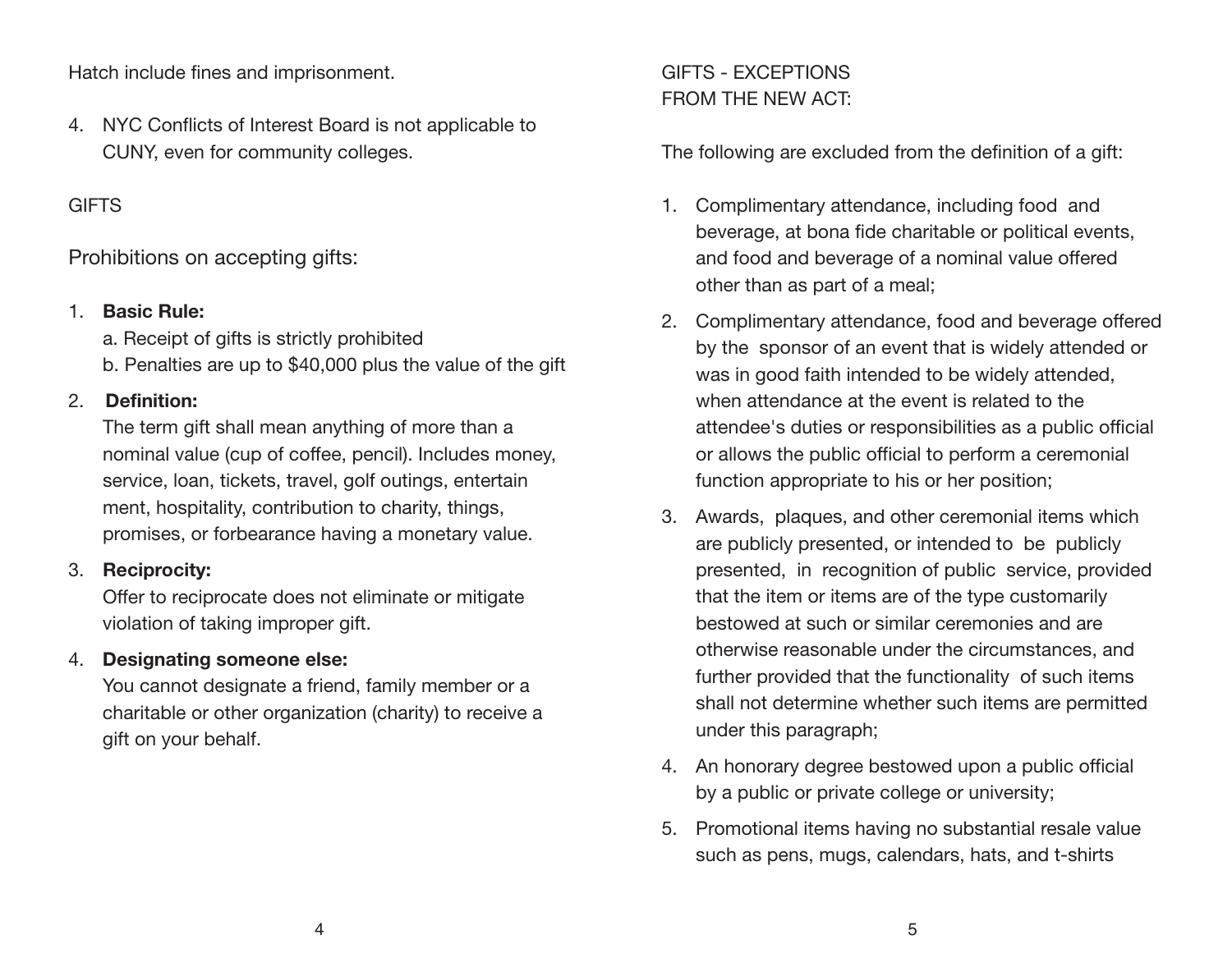Hatch include fines and imprisonment.

4. NYC Conflicts of Interest Board is not applicable to CUNY, even for community colleges.

## GIFTS

### Prohibitions on accepting gifts:

1. **Basic Rule:**
   a. Receipt of gifts is strictly prohibited
   b. Penalties are up to $40,000 plus the value of the gift
2. **Definition:**
   The term gift shall mean anything of more than a nominal value (cup of coffee, pencil). Includes money, service, loan, tickets, travel, golf outings, entertain ment, hospitality, contribution to charity, things, promises, or forbearance having a monetary value.
3. **Reciprocity:**
   Offer to reciprocate does not eliminate or mitigate violation of taking improper gift.
4. **Designating someone else:**
   You cannot designate a friend, family member or a charitable or other organization (charity) to receive a gift on your behalf.

## GIFTS - EXCEPTIONS FROM THE NEW ACT:

The following are excluded from the definition of a gift:

1. Complimentary attendance, including food and beverage, at bona fide charitable or political events, and food and beverage of a nominal value offered other than as part of a meal;
2. Complimentary attendance, food and beverage offered by the sponsor of an event that is widely attended or was in good faith intended to be widely attended, when attendance at the event is related to the attendee's duties or responsibilities as a public official or allows the public official to perform a ceremonial function appropriate to his or her position;
3. Awards, plaques, and other ceremonial items which are publicly presented, or intended to be publicly presented, in recognition of public service, provided that the item or items are of the type customarily bestowed at such or similar ceremonies and are otherwise reasonable under the circumstances, and further provided that the functionality of such items shall not determine whether such items are permitted under this paragraph;
4. An honorary degree bestowed upon a public official by a public or private college or university;
5. Promotional items having no substantial resale value such as pens, mugs, calendars, hats, and t-shirts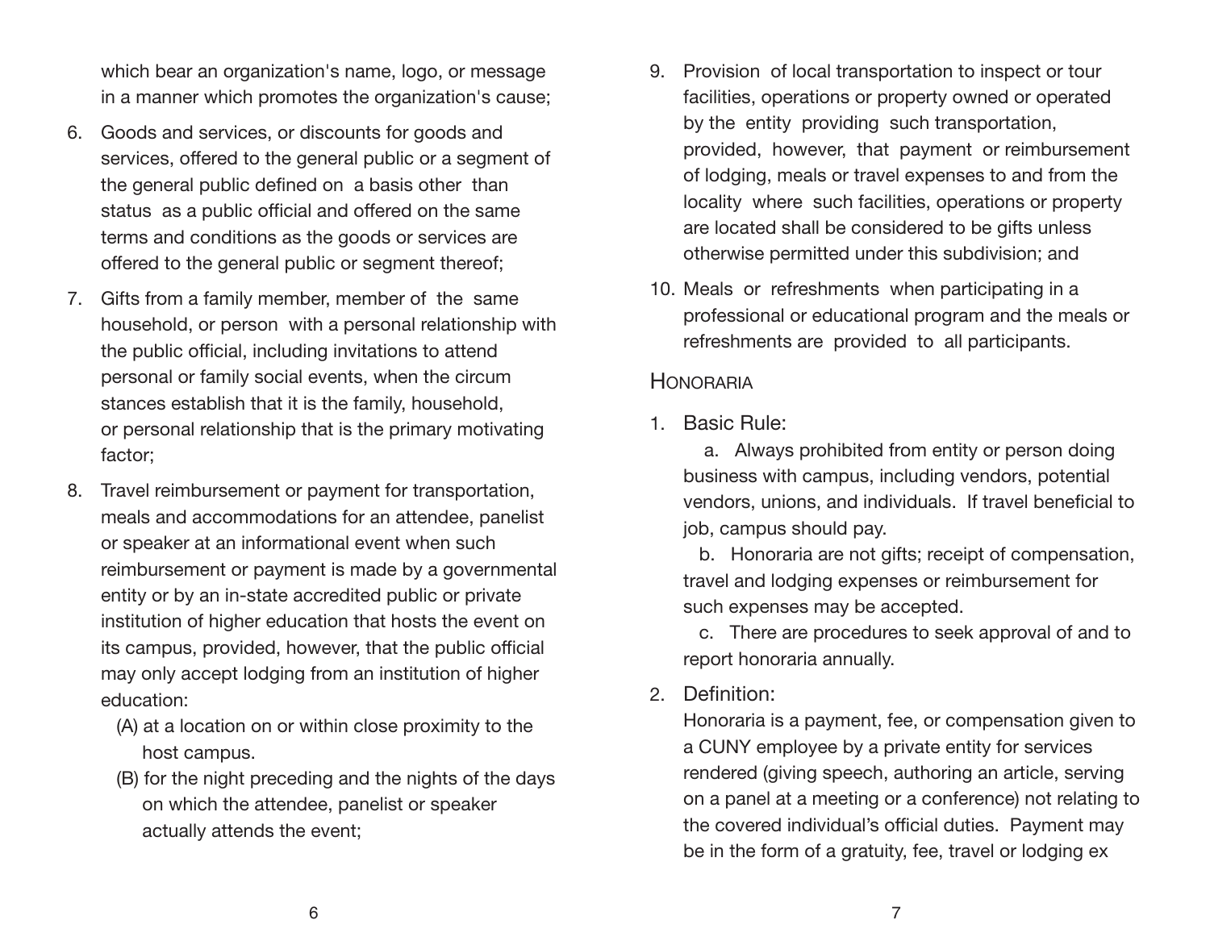which bear an organization's name, logo, or message in a manner which promotes the organization's cause;

6. Goods and services, or discounts for goods and services, offered to the general public or a segment of the general public defined on a basis other than status as a public official and offered on the same terms and conditions as the goods or services are offered to the general public or segment thereof;

7. Gifts from a family member, member of the same household, or person with a personal relationship with the public official, including invitations to attend personal or family social events, when the circum stances establish that it is the family, household, or personal relationship that is the primary motivating factor;

8. Travel reimbursement or payment for transportation, meals and accommodations for an attendee, panelist or speaker at an informational event when such reimbursement or payment is made by a governmental entity or by an in-state accredited public or private institution of higher education that hosts the event on its campus, provided, however, that the public official may only accept lodging from an institution of higher education:
   - (A) at a location on or within close proximity to the host campus.
   - (B) for the night preceding and the nights of the days on which the attendee, panelist or speaker actually attends the event;

9. Provision of local transportation to inspect or tour facilities, operations or property owned or operated by the entity providing such transportation, provided, however, that payment or reimbursement of lodging, meals or travel expenses to and from the locality where such facilities, operations or property are located shall be considered to be gifts unless otherwise permitted under this subdivision; and

10. Meals or refreshments when participating in a professional or educational program and the meals or refreshments are provided to all participants.

## Honoraria

1. Basic Rule:

   a. Always prohibited from entity or person doing business with campus, including vendors, potential vendors, unions, and individuals. If travel beneficial to job, campus should pay.

   b. Honoraria are not gifts; receipt of compensation, travel and lodging expenses or reimbursement for such expenses may be accepted.

   c. There are procedures to seek approval of and to report honoraria annually.

2. Definition:

   Honoraria is a payment, fee, or compensation given to a CUNY employee by a private entity for services rendered (giving speech, authoring an article, serving on a panel at a meeting or a conference) not relating to the covered individual's official duties. Payment may be in the form of a gratuity, fee, travel or lodging ex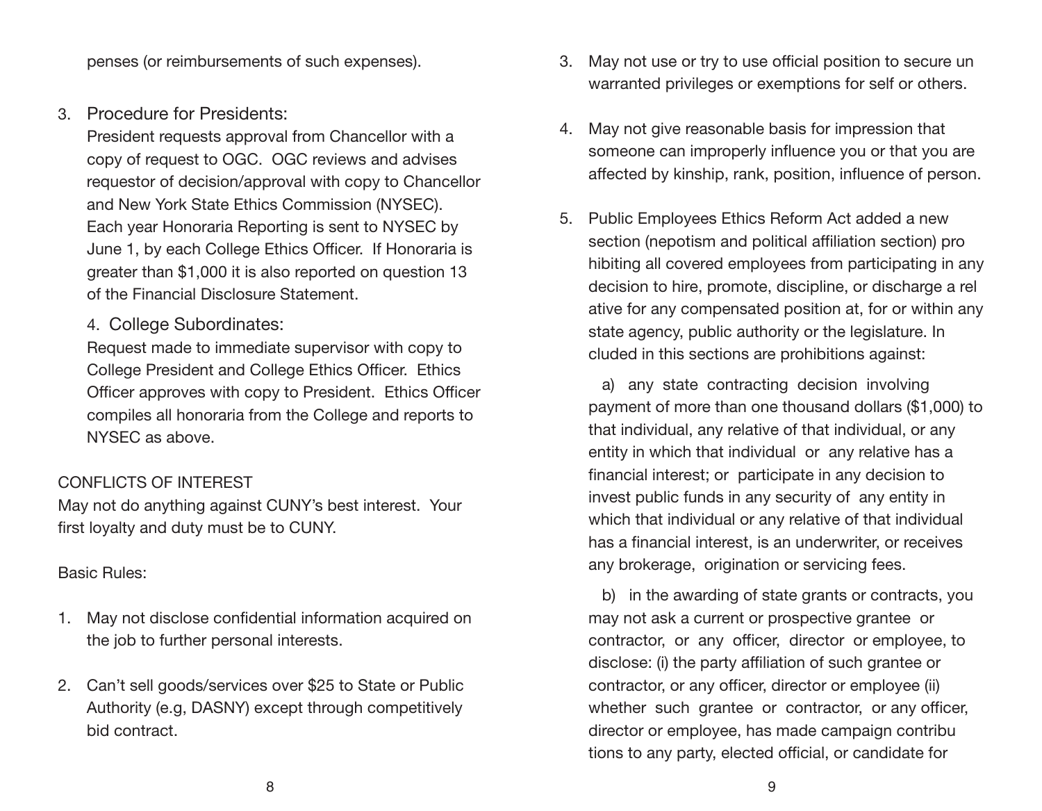penses (or reimbursements of such expenses).

3. Procedure for Presidents:
   President requests approval from Chancellor with a copy of request to OGC. OGC reviews and advises requestor of decision/approval with copy to Chancellor and New York State Ethics Commission (NYSEC). Each year Honoraria Reporting is sent to NYSEC by June 1, by each College Ethics Officer. If Honoraria is greater than $1,000 it is also reported on question 13 of the Financial Disclosure Statement.

4. College Subordinates:
   Request made to immediate supervisor with copy to College President and College Ethics Officer. Ethics Officer approves with copy to President. Ethics Officer compiles all honoraria from the College and reports to NYSEC as above.

CONFLICTS OF INTEREST

May not do anything against CUNY's best interest. Your first loyalty and duty must be to CUNY.

Basic Rules:

1. May not disclose confidential information acquired on the job to further personal interests.

2. Can't sell goods/services over $25 to State or Public Authority (e.g, DASNY) except through competitively bid contract.

3. May not use or try to use official position to secure un warranted privileges or exemptions for self or others.

4. May not give reasonable basis for impression that someone can improperly influence you or that you are affected by kinship, rank, position, influence of person.

5. Public Employees Ethics Reform Act added a new section (nepotism and political affiliation section) pro hibiting all covered employees from participating in any decision to hire, promote, discipline, or discharge a rel ative for any compensated position at, for or within any state agency, public authority or the legislature. In cluded in this sections are prohibitions against:

   a) any state contracting decision involving payment of more than one thousand dollars ($1,000) to that individual, any relative of that individual, or any entity in which that individual or any relative has a financial interest; or participate in any decision to invest public funds in any security of any entity in which that individual or any relative of that individual has a financial interest, is an underwriter, or receives any brokerage, origination or servicing fees.

   b) in the awarding of state grants or contracts, you may not ask a current or prospective grantee or contractor, or any officer, director or employee, to disclose: (i) the party affiliation of such grantee or contractor, or any officer, director or employee (ii) whether such grantee or contractor, or any officer, director or employee, has made campaign contribu tions to any party, elected official, or candidate for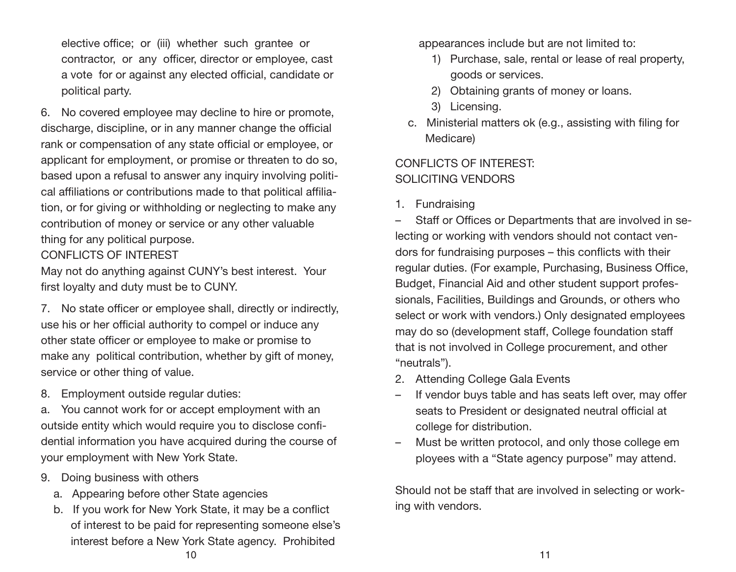elective office; or (iii) whether such grantee or contractor, or any officer, director or employee, cast a vote for or against any elected official, candidate or political party.

6. No covered employee may decline to hire or promote, discharge, discipline, or in any manner change the official rank or compensation of any state official or employee, or applicant for employment, or promise or threaten to do so, based upon a refusal to answer any inquiry involving political affiliations or contributions made to that political affiliation, or for giving or withholding or neglecting to make any contribution of money or service or any other valuable thing for any political purpose.

CONFLICTS OF INTEREST

May not do anything against CUNY's best interest. Your first loyalty and duty must be to CUNY.

7. No state officer or employee shall, directly or indirectly, use his or her official authority to compel or induce any other state officer or employee to make or promise to make any political contribution, whether by gift of money, service or other thing of value.

8. Employment outside regular duties:

a. You cannot work for or accept employment with an outside entity which would require you to disclose confidential information you have acquired during the course of your employment with New York State.

9. Doing business with others
   a. Appearing before other State agencies
   b. If you work for New York State, it may be a conflict of interest to be paid for representing someone else's interest before a New York State agency. Prohibited appearances include but are not limited to:
      1) Purchase, sale, rental or lease of real property, goods or services.
      2) Obtaining grants of money or loans.
      3) Licensing.
   c. Ministerial matters ok (e.g., assisting with filing for Medicare)

CONFLICTS OF INTEREST:
SOLICITING VENDORS

1. Fundraising

– Staff or Offices or Departments that are involved in selecting or working with vendors should not contact vendors for fundraising purposes – this conflicts with their regular duties. (For example, Purchasing, Business Office, Budget, Financial Aid and other student support professionals, Facilities, Buildings and Grounds, or others who select or work with vendors.) Only designated employees may do so (development staff, College foundation staff that is not involved in College procurement, and other "neutrals").

2. Attending College Gala Events

– If vendor buys table and has seats left over, may offer seats to President or designated neutral official at college for distribution.

– Must be written protocol, and only those college employees with a "State agency purpose" may attend.

Should not be staff that are involved in selecting or working with vendors.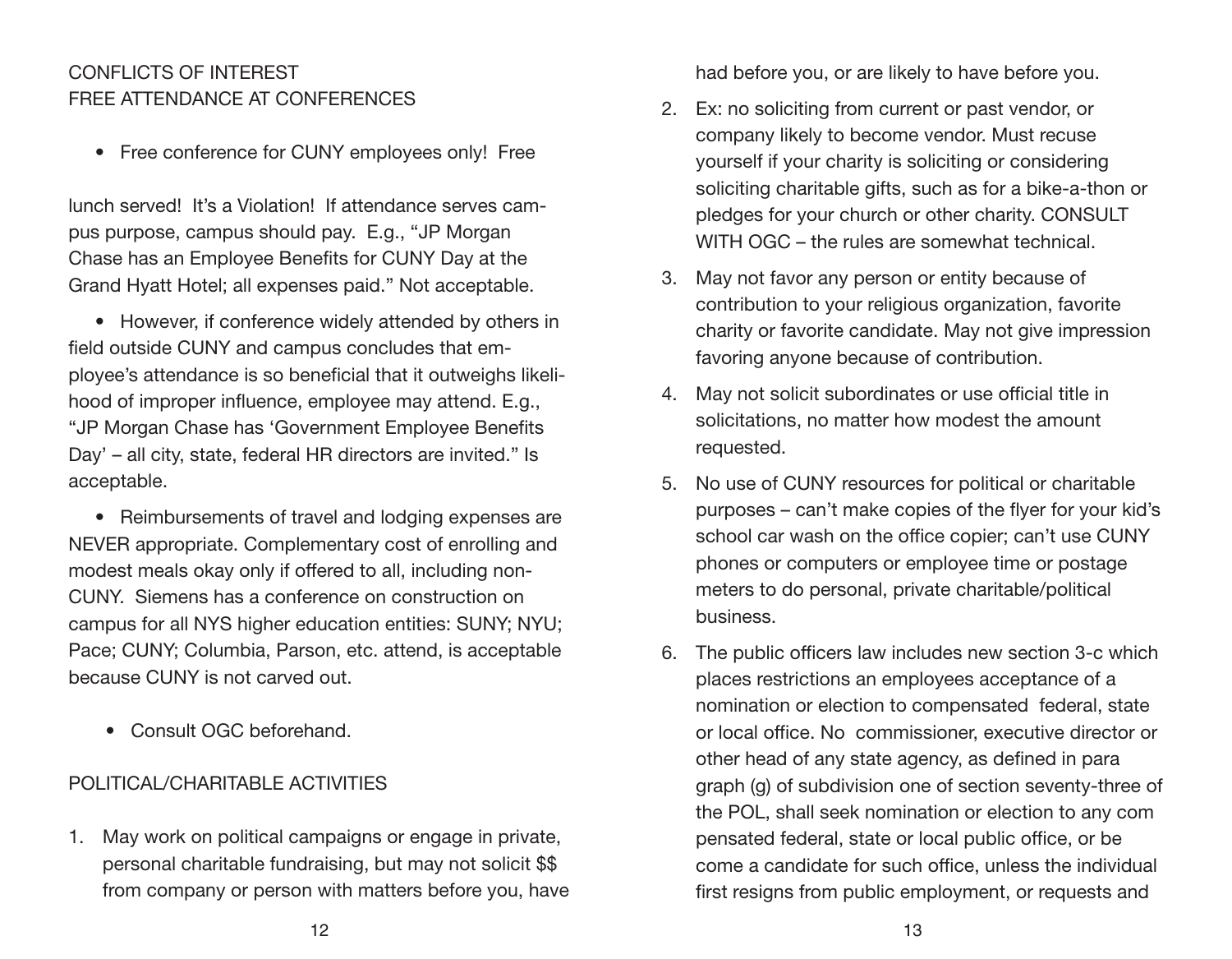CONFLICTS OF INTEREST
FREE ATTENDANCE AT CONFERENCES

- Free conference for CUNY employees only! Free lunch served! It's a Violation! If attendance serves campus purpose, campus should pay. E.g., "JP Morgan Chase has an Employee Benefits for CUNY Day at the Grand Hyatt Hotel; all expenses paid." Not acceptable.

- However, if conference widely attended by others in field outside CUNY and campus concludes that employee's attendance is so beneficial that it outweighs likelihood of improper influence, employee may attend. E.g., "JP Morgan Chase has 'Government Employee Benefits Day' – all city, state, federal HR directors are invited." Is acceptable.

- Reimbursements of travel and lodging expenses are NEVER appropriate. Complementary cost of enrolling and modest meals okay only if offered to all, including non-CUNY. Siemens has a conference on construction on campus for all NYS higher education entities: SUNY; NYU; Pace; CUNY; Columbia, Parson, etc. attend, is acceptable because CUNY is not carved out.

- Consult OGC beforehand.

POLITICAL/CHARITABLE ACTIVITIES

1. May work on political campaigns or engage in private, personal charitable fundraising, but may not solicit $$ from company or person with matters before you, have had before you, or are likely to have before you.
2. Ex: no soliciting from current or past vendor, or company likely to become vendor. Must recuse yourself if your charity is soliciting or considering soliciting charitable gifts, such as for a bike-a-thon or pledges for your church or other charity. CONSULT WITH OGC – the rules are somewhat technical.
3. May not favor any person or entity because of contribution to your religious organization, favorite charity or favorite candidate. May not give impression favoring anyone because of contribution.
4. May not solicit subordinates or use official title in solicitations, no matter how modest the amount requested.
5. No use of CUNY resources for political or charitable purposes – can't make copies of the flyer for your kid's school car wash on the office copier; can't use CUNY phones or computers or employee time or postage meters to do personal, private charitable/political business.
6. The public officers law includes new section 3-c which places restrictions an employees acceptance of a nomination or election to compensated federal, state or local office. No commissioner, executive director or other head of any state agency, as defined in paragraph (g) of subdivision one of section seventy-three of the POL, shall seek nomination or election to any compensated federal, state or local public office, or become a candidate for such office, unless the individual first resigns from public employment, or requests and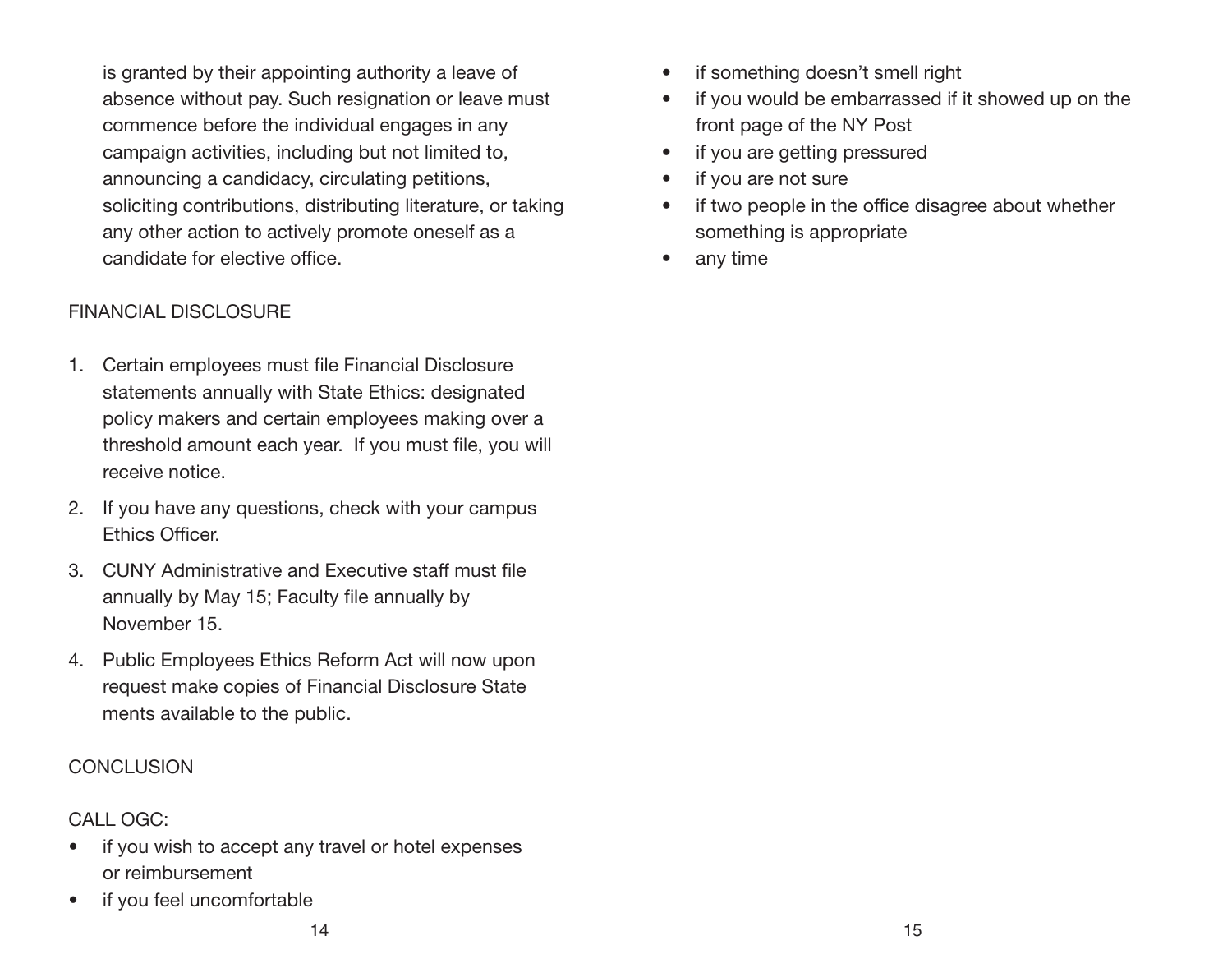is granted by their appointing authority a leave of absence without pay. Such resignation or leave must commence before the individual engages in any campaign activities, including but not limited to, announcing a candidacy, circulating petitions, soliciting contributions, distributing literature, or taking any other action to actively promote oneself as a candidate for elective office.

## FINANCIAL DISCLOSURE

1. Certain employees must file Financial Disclosure statements annually with State Ethics: designated policy makers and certain employees making over a threshold amount each year. If you must file, you will receive notice.
2. If you have any questions, check with your campus Ethics Officer.
3. CUNY Administrative and Executive staff must file annually by May 15; Faculty file annually by November 15.
4. Public Employees Ethics Reform Act will now upon request make copies of Financial Disclosure State ments available to the public.

## CONCLUSION

CALL OGC:

- if you wish to accept any travel or hotel expenses or reimbursement
- if you feel uncomfortable
- if something doesn't smell right
- if you would be embarrassed if it showed up on the front page of the NY Post
- if you are getting pressured
- if you are not sure
- if two people in the office disagree about whether something is appropriate
- any time